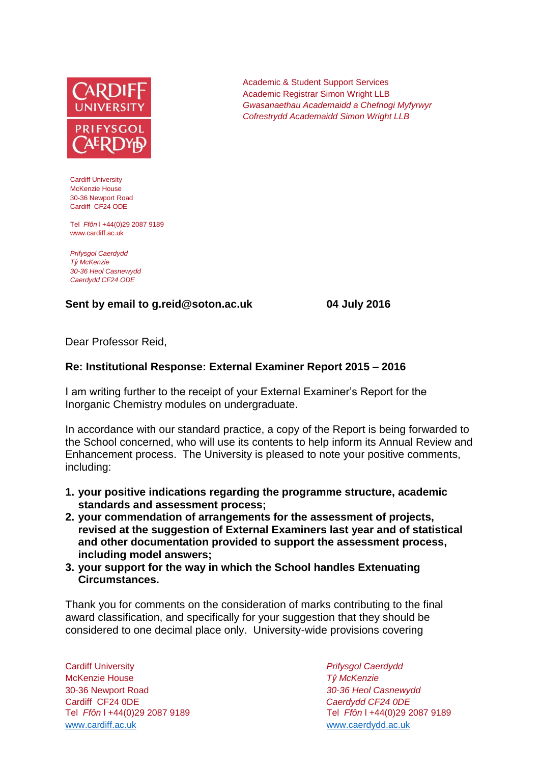Academic & Student Support Services
Academic Registrar Simon Wright LLB
*Gwasanaethau Academaidd a Chefnogi Myfyrwyr*
*Cofrestrydd Academaidd Simon Wright LLB*

Cardiff University
McKenzie House
30-36 Newport Road
Cardiff CF24 ODE

Tel *Ffôn* l +44(0)29 2087 9189
www.cardiff.ac.uk

*Prifysgol Caerdydd*
*Tŷ McKenzie*
*30-36 Heol Casnewydd*
*Caerdydd CF24 ODE*

**Sent by email to g.reid@soton.ac.uk** **04 July 2016**

Dear Professor Reid,

**Re: Institutional Response: External Examiner Report 2015 – 2016**

I am writing further to the receipt of your External Examiner's Report for the Inorganic Chemistry modules on undergraduate.

In accordance with our standard practice, a copy of the Report is being forwarded to the School concerned, who will use its contents to help inform its Annual Review and Enhancement process. The University is pleased to note your positive comments, including:

1. **your positive indications regarding the programme structure, academic standards and assessment process;**
2. **your commendation of arrangements for the assessment of projects, revised at the suggestion of External Examiners last year and of statistical and other documentation provided to support the assessment process, including model answers;**
3. **your support for the way in which the School handles Extenuating Circumstances.**

Thank you for comments on the consideration of marks contributing to the final award classification, and specifically for your suggestion that they should be considered to one decimal place only. University-wide provisions covering

Cardiff University
McKenzie House
30-36 Newport Road
Cardiff CF24 0DE
Tel *Ffôn* l +44(0)29 2087 9189
www.cardiff.ac.uk

*Prifysgol Caerdydd*
*Tŷ McKenzie*
*30-36 Heol Casnewydd*
*Caerdydd CF24 0DE*
Tel *Ffôn* l +44(0)29 2087 9189
www.caerdydd.ac.uk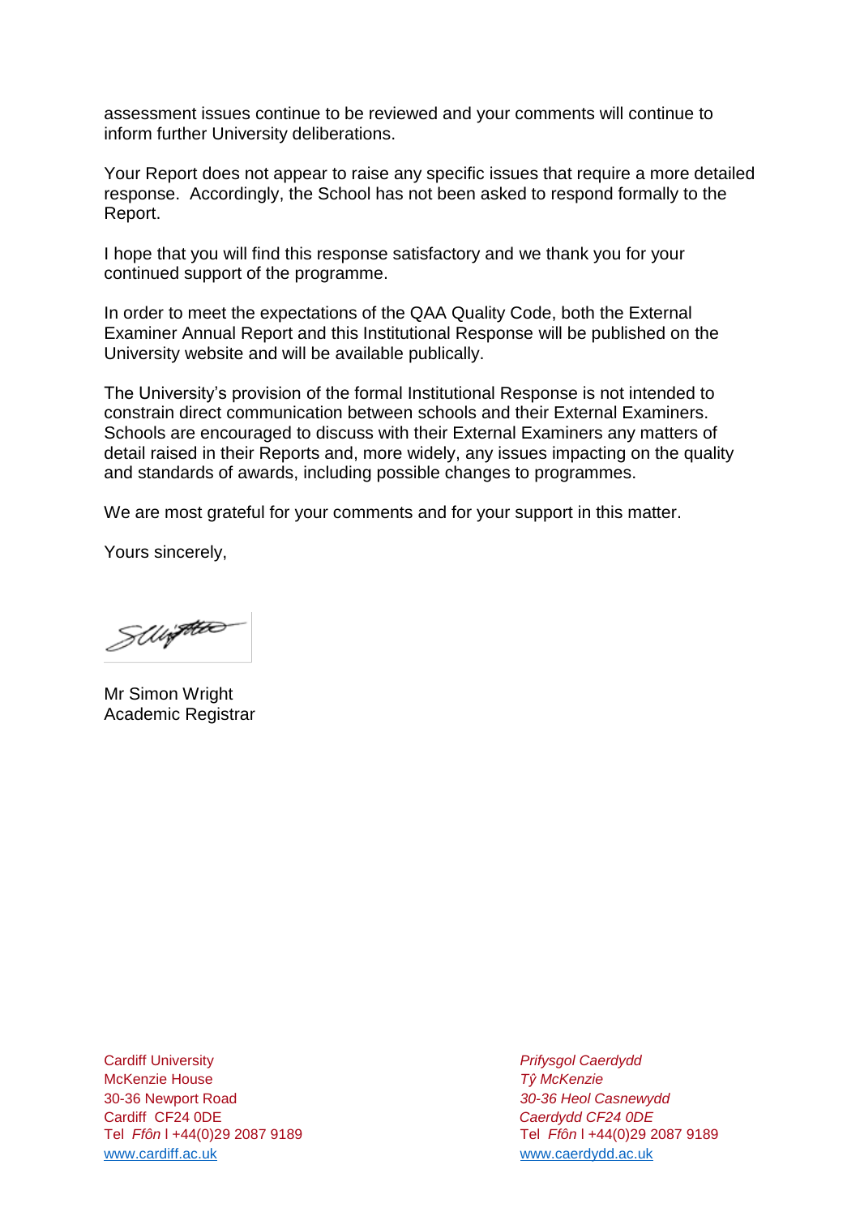assessment issues continue to be reviewed and your comments will continue to inform further University deliberations.

Your Report does not appear to raise any specific issues that require a more detailed response. Accordingly, the School has not been asked to respond formally to the Report.

I hope that you will find this response satisfactory and we thank you for your continued support of the programme.

In order to meet the expectations of the QAA Quality Code, both the External Examiner Annual Report and this Institutional Response will be published on the University website and will be available publically.

The University's provision of the formal Institutional Response is not intended to constrain direct communication between schools and their External Examiners. Schools are encouraged to discuss with their External Examiners any matters of detail raised in their Reports and, more widely, any issues impacting on the quality and standards of awards, including possible changes to programmes.

We are most grateful for your comments and for your support in this matter.

Yours sincerely,

Mr Simon Wright
Academic Registrar

Cardiff University
McKenzie House
30-36 Newport Road
Cardiff CF24 0DE
Tel *Ffôn* l +44(0)29 2087 9189
www.cardiff.ac.uk

*Prifysgol Caerdydd*
*Tŷ McKenzie*
*30-36 Heol Casnewydd*
*Caerdydd CF24 0DE*
Tel *Ffôn* l +44(0)29 2087 9189
www.caerdydd.ac.uk